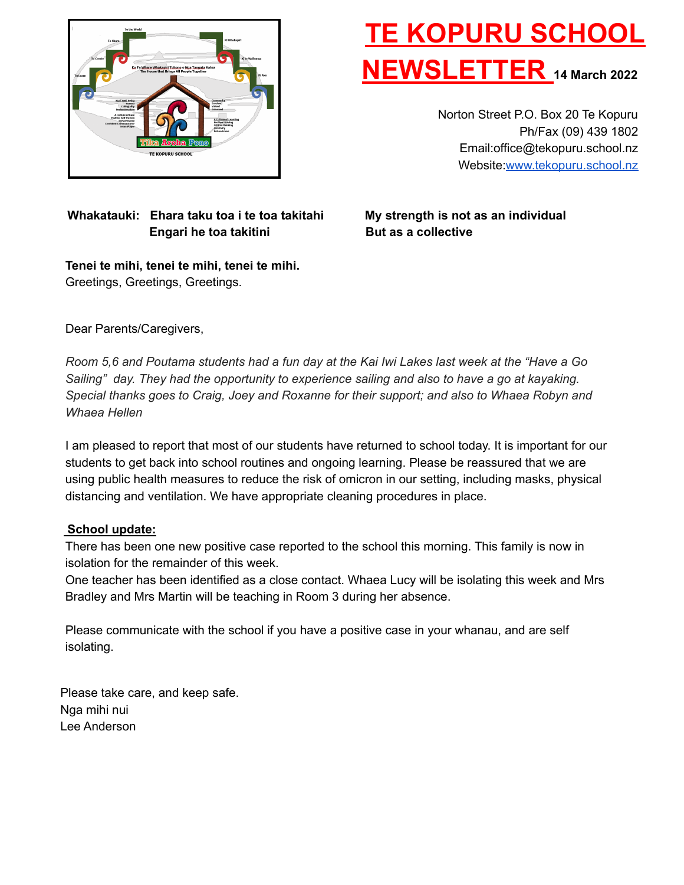# TE KOPURU SCHOOL NEWSLETTER

**14 March 2022**

Norton Street P.O. Box 20 Te Kopuru
Ph/Fax (09) 439 1802
Email:office@tekopuru.school.nz
Website:www.tekopuru.school.nz

**Whakatauki: Ehara taku toa i te toa takitahi Engari he toa takitini**

**My strength is not as an individual But as a collective**

**Tenei te mihi, tenei te mihi, tenei te mihi.**
Greetings, Greetings, Greetings.

Dear Parents/Caregivers,

*Room 5,6 and Poutama students had a fun day at the Kai Iwi Lakes last week at the "Have a Go Sailing" day. They had the opportunity to experience sailing and also to have a go at kayaking. Special thanks goes to Craig, Joey and Roxanne for their support; and also to Whaea Robyn and Whaea Hellen*

I am pleased to report that most of our students have returned to school today. It is important for our students to get back into school routines and ongoing learning. Please be reassured that we are using public health measures to reduce the risk of omicron in our setting, including masks, physical distancing and ventilation. We have appropriate cleaning procedures in place.

**School update:**

There has been one new positive case reported to the school this morning. This family is now in isolation for the remainder of this week.
One teacher has been identified as a close contact. Whaea Lucy will be isolating this week and Mrs Bradley and Mrs Martin will be teaching in Room 3 during her absence.

Please communicate with the school if you have a positive case in your whanau, and are self isolating.

Please take care, and keep safe.
Nga mihi nui
Lee Anderson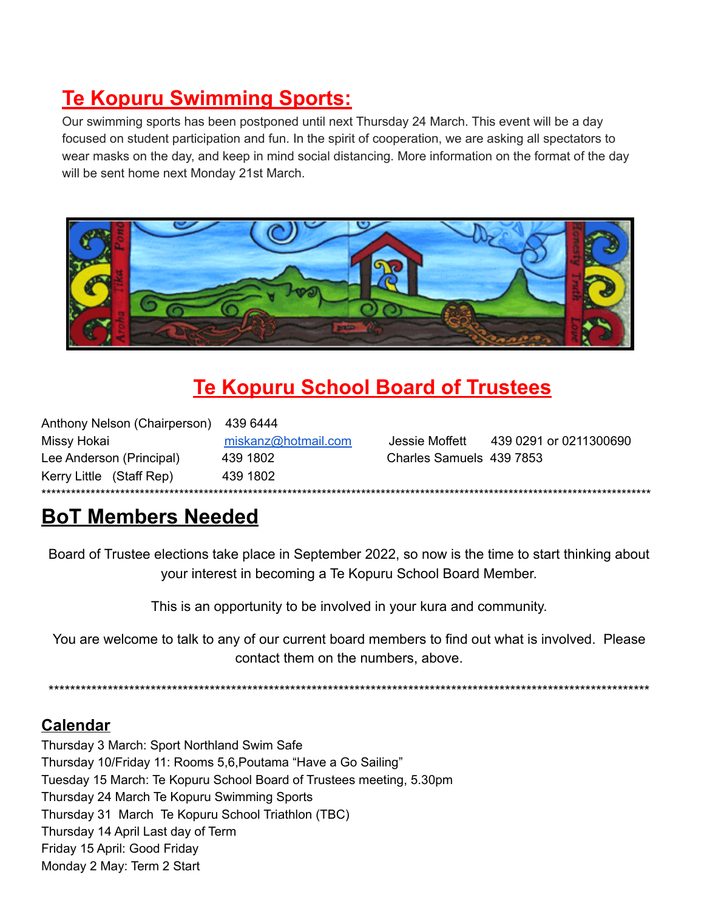## Te Kopuru Swimming Sports:

Our swimming sports has been postponed until next Thursday 24 March. This event will be a day focused on student participation and fun. In the spirit of cooperation, we are asking all spectators to wear masks on the day, and keep in mind social distancing. More information on the format of the day will be sent home next Monday 21st March.

## Te Kopuru School Board of Trustees

Anthony Nelson (Chairperson) 439 6444
Missy Hokai miskanz@hotmail.com
Lee Anderson (Principal) 439 1802
Kerry Little (Staff Rep) 439 1802

Jessie Moffett 439 0291 or 0211300690
Charles Samuels 439 7853

***************************************************************************************************************

## BoT Members Needed

Board of Trustee elections take place in September 2022, so now is the time to start thinking about your interest in becoming a Te Kopuru School Board Member.

This is an opportunity to be involved in your kura and community.

You are welcome to talk to any of our current board members to find out what is involved. Please contact them on the numbers, above.

***************************************************************************************************************

### Calendar

Thursday 3 March: Sport Northland Swim Safe
Thursday 10/Friday 11: Rooms 5,6,Poutama "Have a Go Sailing"
Tuesday 15 March: Te Kopuru School Board of Trustees meeting, 5.30pm
Thursday 24 March Te Kopuru Swimming Sports
Thursday 31 March Te Kopuru School Triathlon (TBC)
Thursday 14 April Last day of Term
Friday 15 April: Good Friday
Monday 2 May: Term 2 Start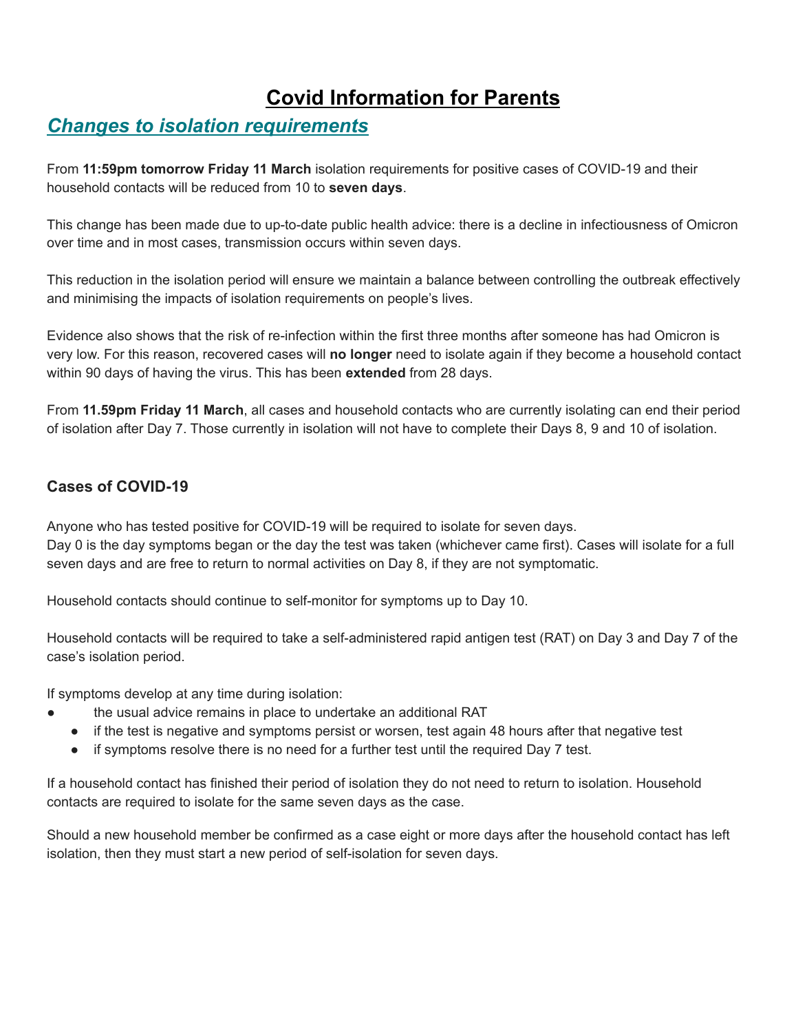# Covid Information for Parents

## *Changes to isolation requirements*

From **11:59pm tomorrow Friday 11 March** isolation requirements for positive cases of COVID-19 and their household contacts will be reduced from 10 to **seven days**.

This change has been made due to up-to-date public health advice: there is a decline in infectiousness of Omicron over time and in most cases, transmission occurs within seven days.

This reduction in the isolation period will ensure we maintain a balance between controlling the outbreak effectively and minimising the impacts of isolation requirements on people's lives.

Evidence also shows that the risk of re-infection within the first three months after someone has had Omicron is very low. For this reason, recovered cases will **no longer** need to isolate again if they become a household contact within 90 days of having the virus. This has been **extended** from 28 days.

From **11.59pm Friday 11 March**, all cases and household contacts who are currently isolating can end their period of isolation after Day 7. Those currently in isolation will not have to complete their Days 8, 9 and 10 of isolation.

### Cases of COVID-19

Anyone who has tested positive for COVID-19 will be required to isolate for seven days.
Day 0 is the day symptoms began or the day the test was taken (whichever came first). Cases will isolate for a full seven days and are free to return to normal activities on Day 8, if they are not symptomatic.

Household contacts should continue to self-monitor for symptoms up to Day 10.

Household contacts will be required to take a self-administered rapid antigen test (RAT) on Day 3 and Day 7 of the case's isolation period.

If symptoms develop at any time during isolation:

- the usual advice remains in place to undertake an additional RAT
  - if the test is negative and symptoms persist or worsen, test again 48 hours after that negative test
  - if symptoms resolve there is no need for a further test until the required Day 7 test.

If a household contact has finished their period of isolation they do not need to return to isolation. Household contacts are required to isolate for the same seven days as the case.

Should a new household member be confirmed as a case eight or more days after the household contact has left isolation, then they must start a new period of self-isolation for seven days.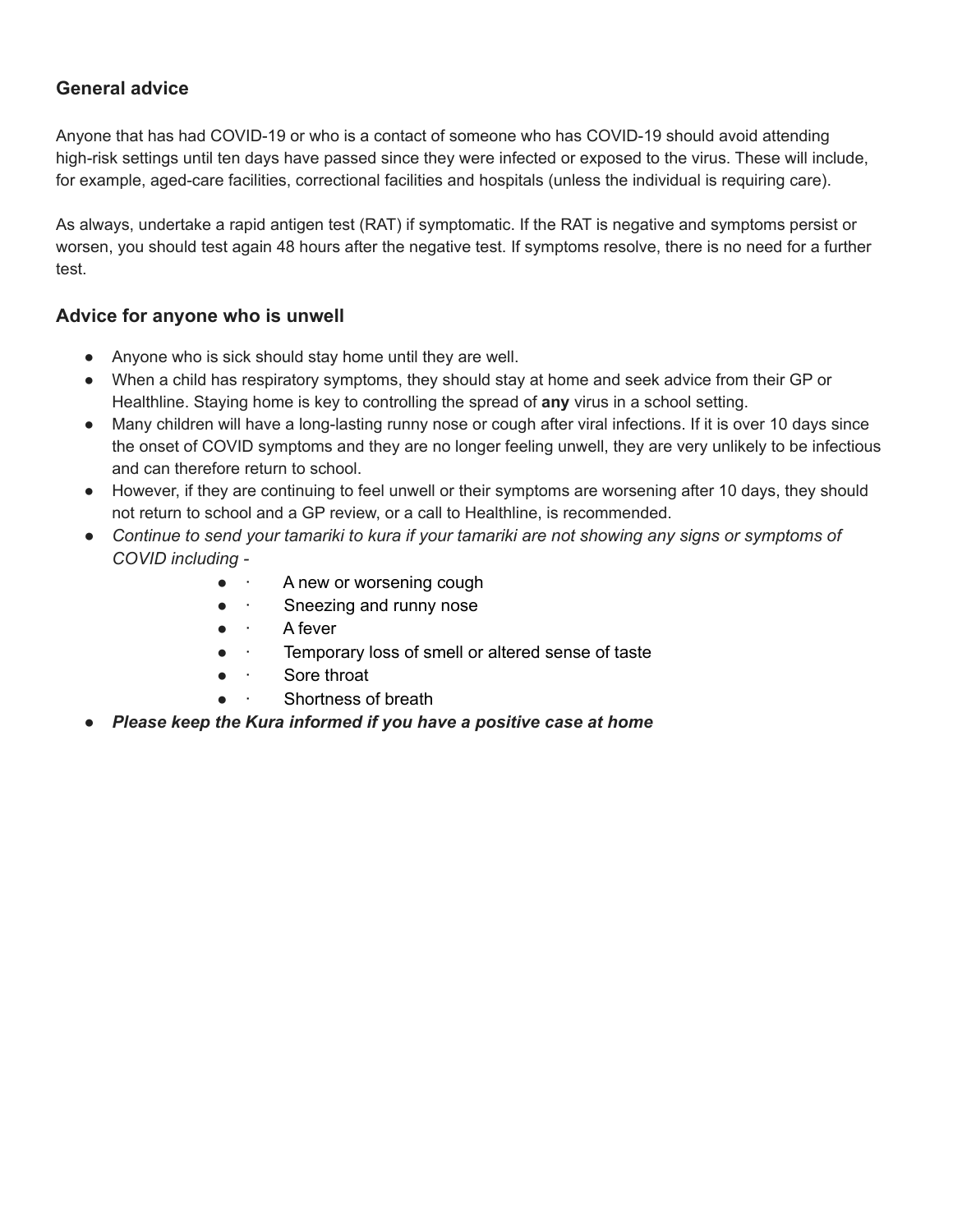## General advice

Anyone that has had COVID-19 or who is a contact of someone who has COVID-19 should avoid attending high-risk settings until ten days have passed since they were infected or exposed to the virus. These will include, for example, aged-care facilities, correctional facilities and hospitals (unless the individual is requiring care).

As always, undertake a rapid antigen test (RAT) if symptomatic. If the RAT is negative and symptoms persist or worsen, you should test again 48 hours after the negative test. If symptoms resolve, there is no need for a further test.

## Advice for anyone who is unwell

- Anyone who is sick should stay home until they are well.
- When a child has respiratory symptoms, they should stay at home and seek advice from their GP or Healthline. Staying home is key to controlling the spread of **any** virus in a school setting.
- Many children will have a long-lasting runny nose or cough after viral infections. If it is over 10 days since the onset of COVID symptoms and they are no longer feeling unwell, they are very unlikely to be infectious and can therefore return to school.
- However, if they are continuing to feel unwell or their symptoms are worsening after 10 days, they should not return to school and a GP review, or a call to Healthline, is recommended.
- *Continue to send your tamariki to kura if your tamariki are not showing any signs or symptoms of COVID including -*
    - A new or worsening cough
    - Sneezing and runny nose
    - A fever
    - Temporary loss of smell or altered sense of taste
    - Sore throat
    - Shortness of breath
- ***Please keep the Kura informed if you have a positive case at home***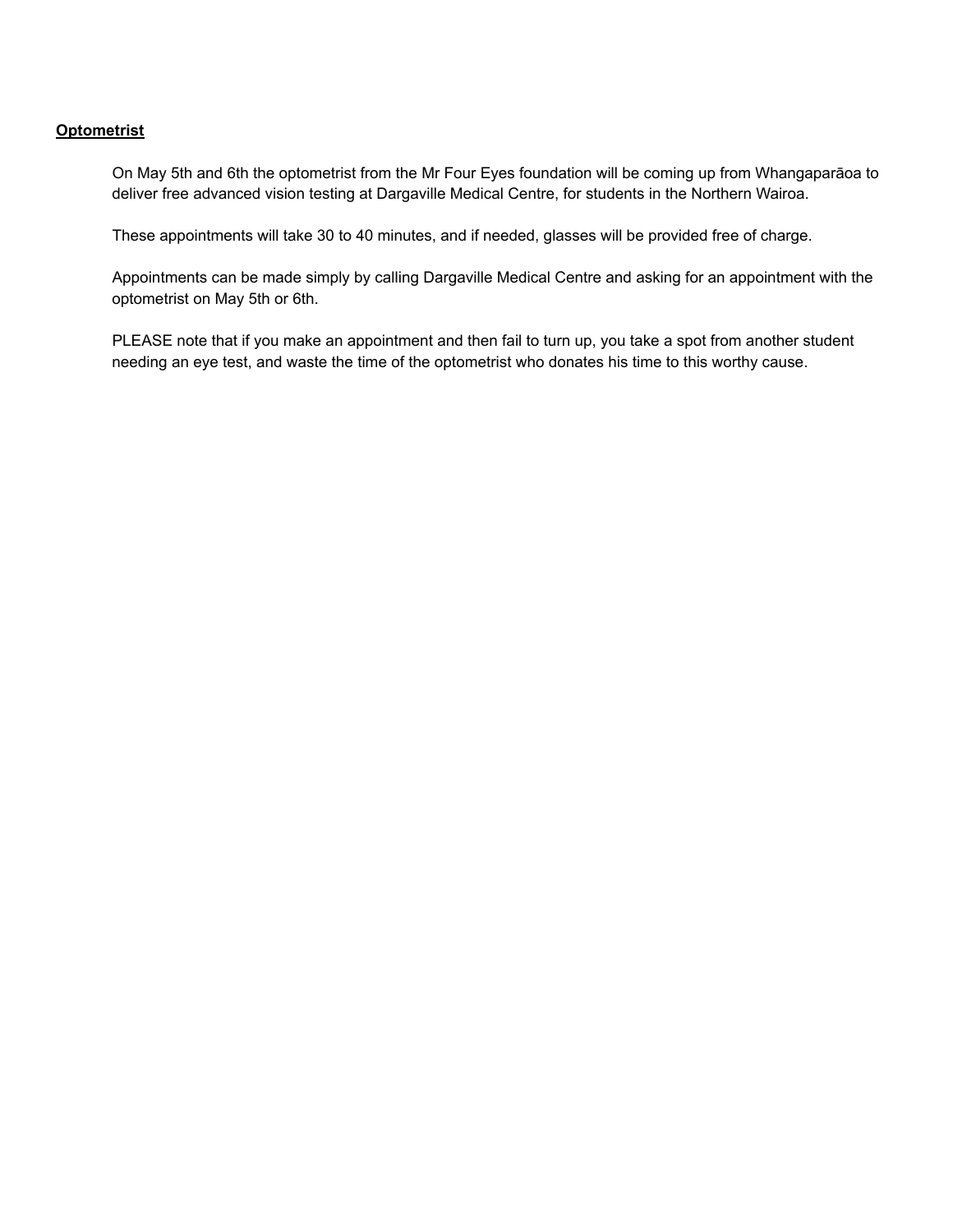**Optometrist**

On May 5th and 6th the optometrist from the Mr Four Eyes foundation will be coming up from Whangaparāoa to deliver free advanced vision testing at Dargaville Medical Centre, for students in the Northern Wairoa.

These appointments will take 30 to 40 minutes, and if needed, glasses will be provided free of charge.

Appointments can be made simply by calling Dargaville Medical Centre and asking for an appointment with the optometrist on May 5th or 6th.

PLEASE note that if you make an appointment and then fail to turn up, you take a spot from another student needing an eye test, and waste the time of the optometrist who donates his time to this worthy cause.